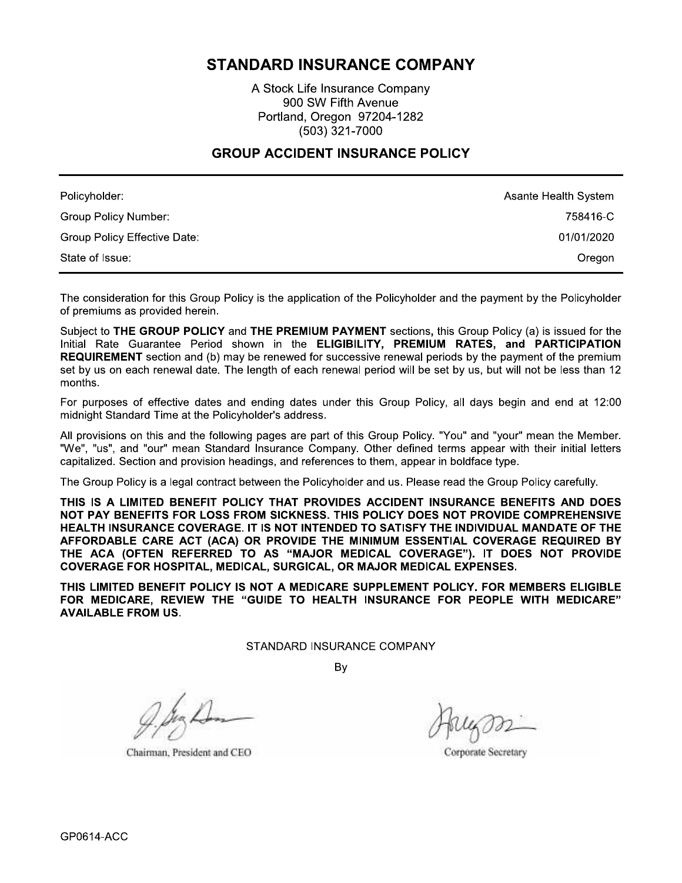# STANDARD INSURANCE COMPANY

A Stock Life Insurance Company
900 SW Fifth Avenue
Portland, Oregon 97204-1282
(503) 321-7000

## GROUP ACCIDENT INSURANCE POLICY

| | |
|---|---|
| Policyholder: | Asante Health System |
| Group Policy Number: | 758416-C |
| Group Policy Effective Date: | 01/01/2020 |
| State of Issue: | Oregon |

The consideration for this Group Policy is the application of the Policyholder and the payment by the Policyholder of premiums as provided herein.

Subject to **THE GROUP POLICY** and **THE PREMIUM PAYMENT** sections, this Group Policy (a) is issued for the Initial Rate Guarantee Period shown in the **ELIGIBILITY, PREMIUM RATES, and PARTICIPATION REQUIREMENT** section and (b) may be renewed for successive renewal periods by the payment of the premium set by us on each renewal date. The length of each renewal period will be set by us, but will not be less than 12 months.

For purposes of effective dates and ending dates under this Group Policy, all days begin and end at 12:00 midnight Standard Time at the Policyholder's address.

All provisions on this and the following pages are part of this Group Policy. "You" and "your" mean the Member. "We", "us", and "our" mean Standard Insurance Company. Other defined terms appear with their initial letters capitalized. Section and provision headings, and references to them, appear in boldface type.

The Group Policy is a legal contract between the Policyholder and us. Please read the Group Policy carefully.

**THIS IS A LIMITED BENEFIT POLICY THAT PROVIDES ACCIDENT INSURANCE BENEFITS AND DOES NOT PAY BENEFITS FOR LOSS FROM SICKNESS. THIS POLICY DOES NOT PROVIDE COMPREHENSIVE HEALTH INSURANCE COVERAGE. IT IS NOT INTENDED TO SATISFY THE INDIVIDUAL MANDATE OF THE AFFORDABLE CARE ACT (ACA) OR PROVIDE THE MINIMUM ESSENTIAL COVERAGE REQUIRED BY THE ACA (OFTEN REFERRED TO AS "MAJOR MEDICAL COVERAGE"). IT DOES NOT PROVIDE COVERAGE FOR HOSPITAL, MEDICAL, SURGICAL, OR MAJOR MEDICAL EXPENSES.**

**THIS LIMITED BENEFIT POLICY IS NOT A MEDICARE SUPPLEMENT POLICY. FOR MEMBERS ELIGIBLE FOR MEDICARE, REVIEW THE "GUIDE TO HEALTH INSURANCE FOR PEOPLE WITH MEDICARE" AVAILABLE FROM US.**

STANDARD INSURANCE COMPANY

By

Chairman, President and CEO

Corporate Secretary

GP0614-ACC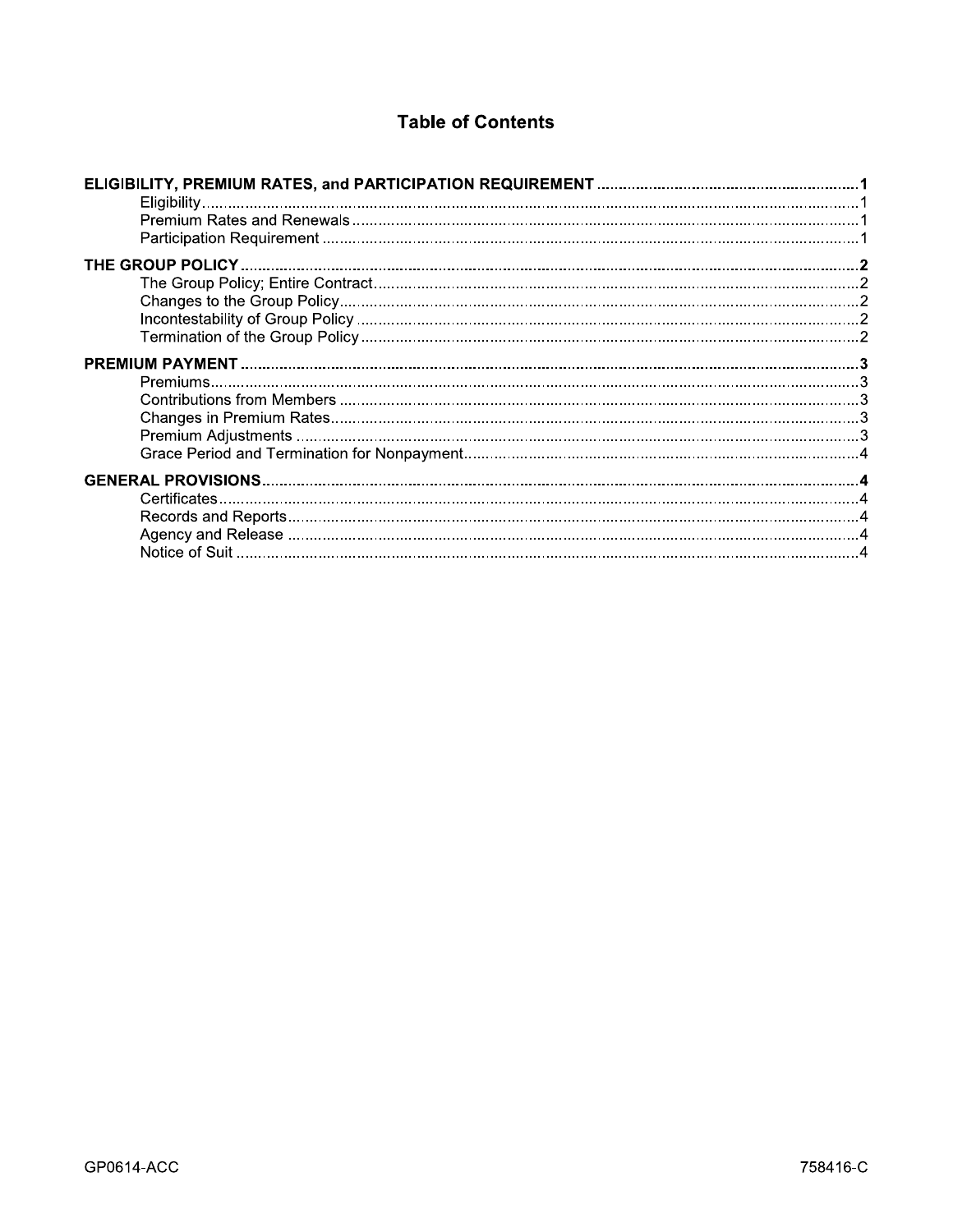# Table of Contents

**ELIGIBILITY, PREMIUM RATES, and PARTICIPATION REQUIREMENT** .......... **1**
- Eligibility .......... 1
- Premium Rates and Renewals .......... 1
- Participation Requirement .......... 1

**THE GROUP POLICY** .......... **2**
- The Group Policy; Entire Contract .......... 2
- Changes to the Group Policy .......... 2
- Incontestability of Group Policy .......... 2
- Termination of the Group Policy .......... 2

**PREMIUM PAYMENT** .......... **3**
- Premiums .......... 3
- Contributions from Members .......... 3
- Changes in Premium Rates .......... 3
- Premium Adjustments .......... 3
- Grace Period and Termination for Nonpayment .......... 4

**GENERAL PROVISIONS** .......... **4**
- Certificates .......... 4
- Records and Reports .......... 4
- Agency and Release .......... 4
- Notice of Suit .......... 4

GP0614-ACC 758416-C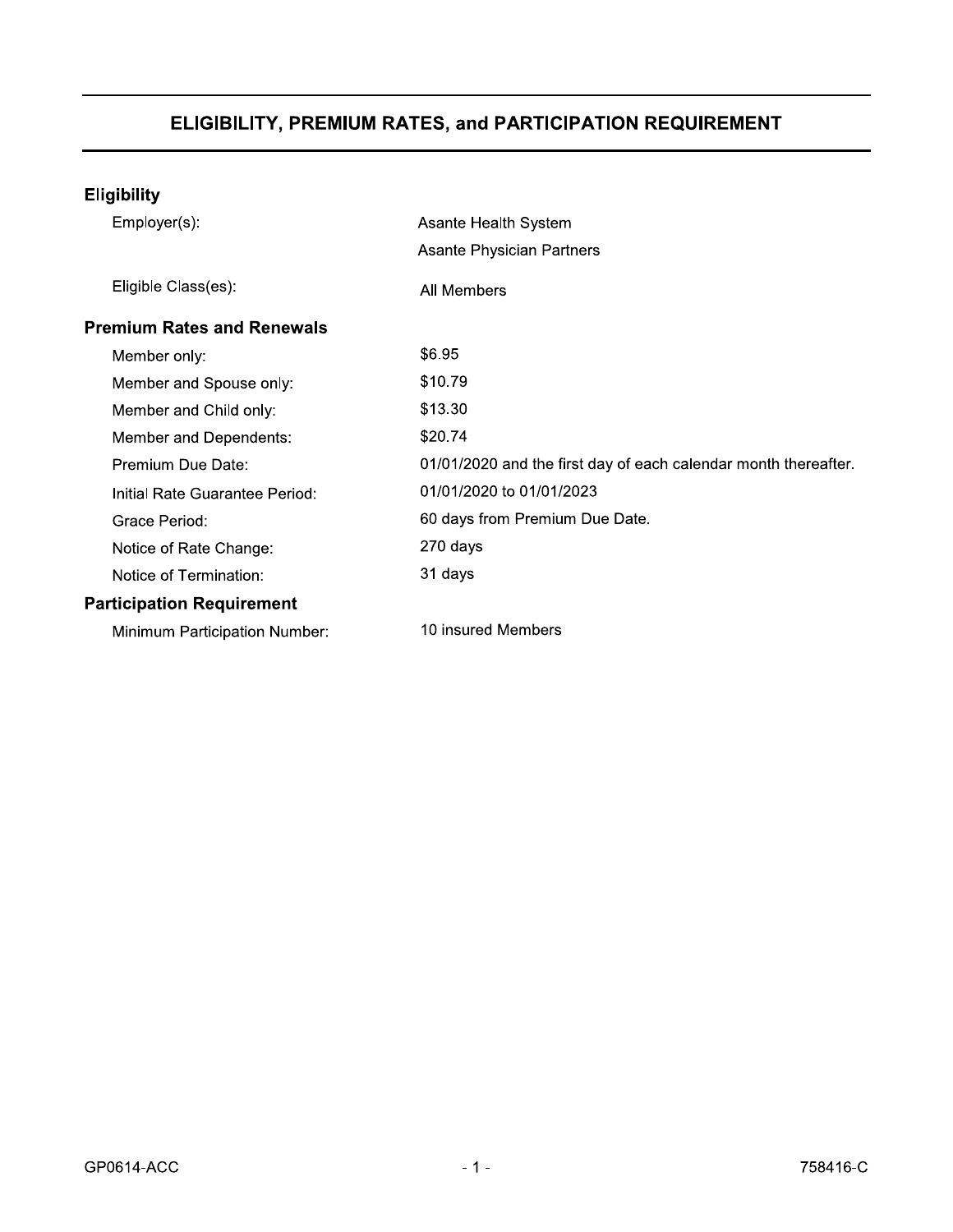# ELIGIBILITY, PREMIUM RATES, and PARTICIPATION REQUIREMENT

## Eligibility

| | |
|---|---|
| Employer(s): | Asante Health System<br>Asante Physician Partners |
| Eligible Class(es): | All Members |

## Premium Rates and Renewals

| | |
|---|---|
| Member only: | $6.95 |
| Member and Spouse only: | $10.79 |
| Member and Child only: | $13.30 |
| Member and Dependents: | $20.74 |
| Premium Due Date: | 01/01/2020 and the first day of each calendar month thereafter. |
| Initial Rate Guarantee Period: | 01/01/2020 to 01/01/2023 |
| Grace Period: | 60 days from Premium Due Date. |
| Notice of Rate Change: | 270 days |
| Notice of Termination: | 31 days |

## Participation Requirement

| | |
|---|---|
| Minimum Participation Number: | 10 insured Members |

GP0614-ACC 758416-C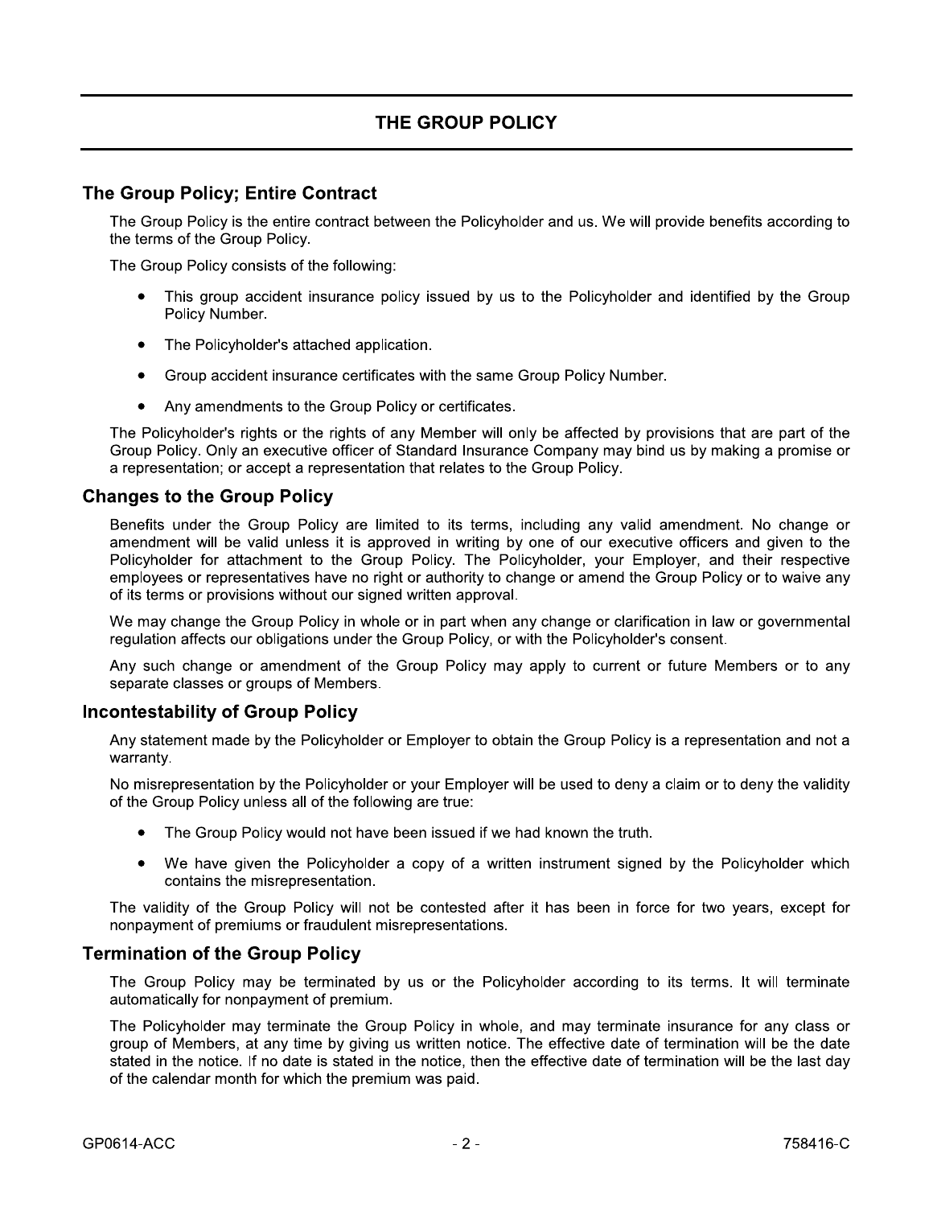# THE GROUP POLICY

## The Group Policy; Entire Contract

The Group Policy is the entire contract between the Policyholder and us. We will provide benefits according to the terms of the Group Policy.

The Group Policy consists of the following:

- This group accident insurance policy issued by us to the Policyholder and identified by the Group Policy Number.
- The Policyholder's attached application.
- Group accident insurance certificates with the same Group Policy Number.
- Any amendments to the Group Policy or certificates.

The Policyholder's rights or the rights of any Member will only be affected by provisions that are part of the Group Policy. Only an executive officer of Standard Insurance Company may bind us by making a promise or a representation; or accept a representation that relates to the Group Policy.

## Changes to the Group Policy

Benefits under the Group Policy are limited to its terms, including any valid amendment. No change or amendment will be valid unless it is approved in writing by one of our executive officers and given to the Policyholder for attachment to the Group Policy. The Policyholder, your Employer, and their respective employees or representatives have no right or authority to change or amend the Group Policy or to waive any of its terms or provisions without our signed written approval.

We may change the Group Policy in whole or in part when any change or clarification in law or governmental regulation affects our obligations under the Group Policy, or with the Policyholder's consent.

Any such change or amendment of the Group Policy may apply to current or future Members or to any separate classes or groups of Members.

## Incontestability of Group Policy

Any statement made by the Policyholder or Employer to obtain the Group Policy is a representation and not a warranty.

No misrepresentation by the Policyholder or your Employer will be used to deny a claim or to deny the validity of the Group Policy unless all of the following are true:

- The Group Policy would not have been issued if we had known the truth.
- We have given the Policyholder a copy of a written instrument signed by the Policyholder which contains the misrepresentation.

The validity of the Group Policy will not be contested after it has been in force for two years, except for nonpayment of premiums or fraudulent misrepresentations.

## Termination of the Group Policy

The Group Policy may be terminated by us or the Policyholder according to its terms. It will terminate automatically for nonpayment of premium.

The Policyholder may terminate the Group Policy in whole, and may terminate insurance for any class or group of Members, at any time by giving us written notice. The effective date of termination will be the date stated in the notice. If no date is stated in the notice, then the effective date of termination will be the last day of the calendar month for which the premium was paid.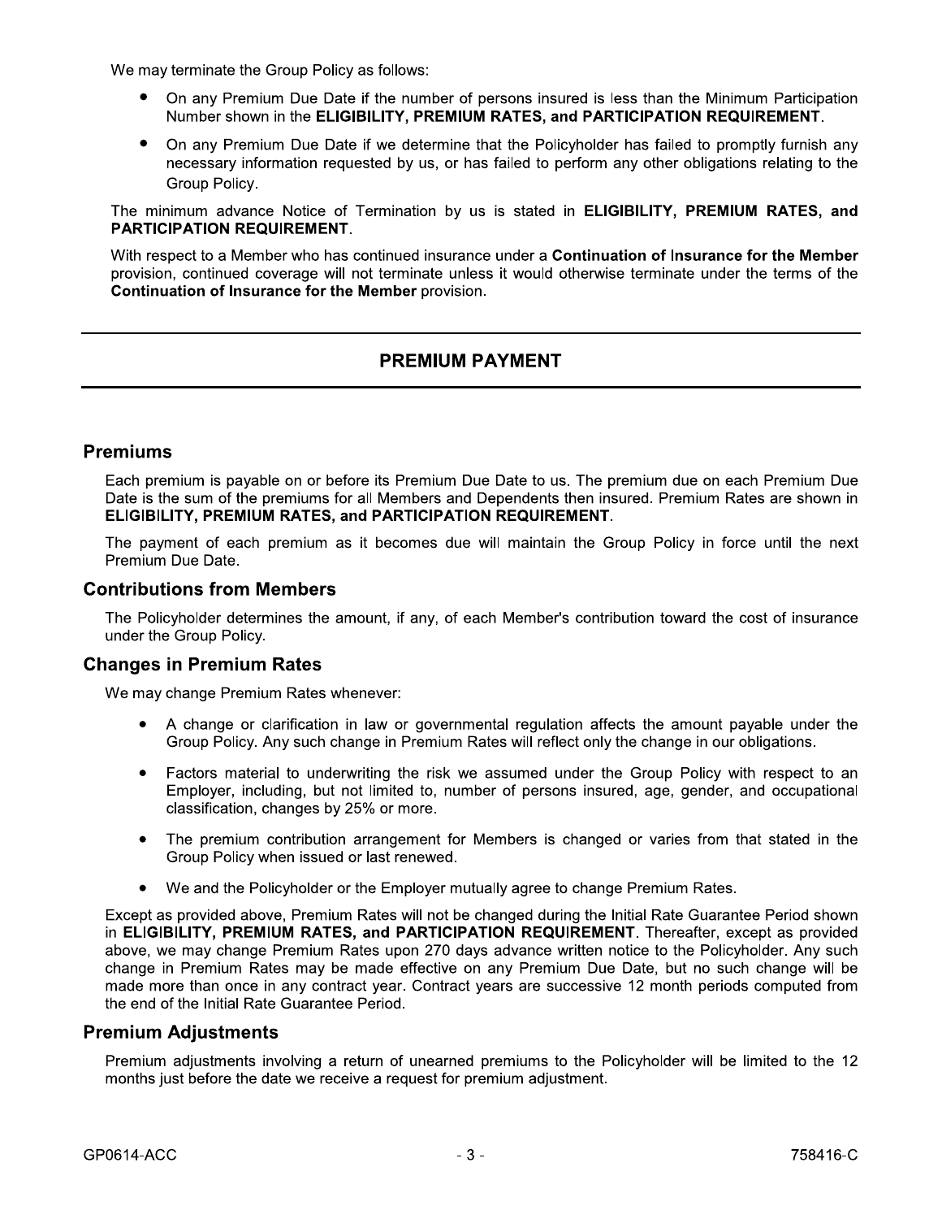We may terminate the Group Policy as follows:

- On any Premium Due Date if the number of persons insured is less than the Minimum Participation Number shown in the **ELIGIBILITY, PREMIUM RATES, and PARTICIPATION REQUIREMENT**.
- On any Premium Due Date if we determine that the Policyholder has failed to promptly furnish any necessary information requested by us, or has failed to perform any other obligations relating to the Group Policy.

The minimum advance Notice of Termination by us is stated in **ELIGIBILITY, PREMIUM RATES, and PARTICIPATION REQUIREMENT**.

With respect to a Member who has continued insurance under a **Continuation of Insurance for the Member** provision, continued coverage will not terminate unless it would otherwise terminate under the terms of the **Continuation of Insurance for the Member** provision.

# PREMIUM PAYMENT

## Premiums

Each premium is payable on or before its Premium Due Date to us. The premium due on each Premium Due Date is the sum of the premiums for all Members and Dependents then insured. Premium Rates are shown in **ELIGIBILITY, PREMIUM RATES, and PARTICIPATION REQUIREMENT**.

The payment of each premium as it becomes due will maintain the Group Policy in force until the next Premium Due Date.

## Contributions from Members

The Policyholder determines the amount, if any, of each Member's contribution toward the cost of insurance under the Group Policy.

## Changes in Premium Rates

We may change Premium Rates whenever:

- A change or clarification in law or governmental regulation affects the amount payable under the Group Policy. Any such change in Premium Rates will reflect only the change in our obligations.
- Factors material to underwriting the risk we assumed under the Group Policy with respect to an Employer, including, but not limited to, number of persons insured, age, gender, and occupational classification, changes by 25% or more.
- The premium contribution arrangement for Members is changed or varies from that stated in the Group Policy when issued or last renewed.
- We and the Policyholder or the Employer mutually agree to change Premium Rates.

Except as provided above, Premium Rates will not be changed during the Initial Rate Guarantee Period shown in **ELIGIBILITY, PREMIUM RATES, and PARTICIPATION REQUIREMENT**. Thereafter, except as provided above, we may change Premium Rates upon 270 days advance written notice to the Policyholder. Any such change in Premium Rates may be made effective on any Premium Due Date, but no such change will be made more than once in any contract year. Contract years are successive 12 month periods computed from the end of the Initial Rate Guarantee Period.

## Premium Adjustments

Premium adjustments involving a return of unearned premiums to the Policyholder will be limited to the 12 months just before the date we receive a request for premium adjustment.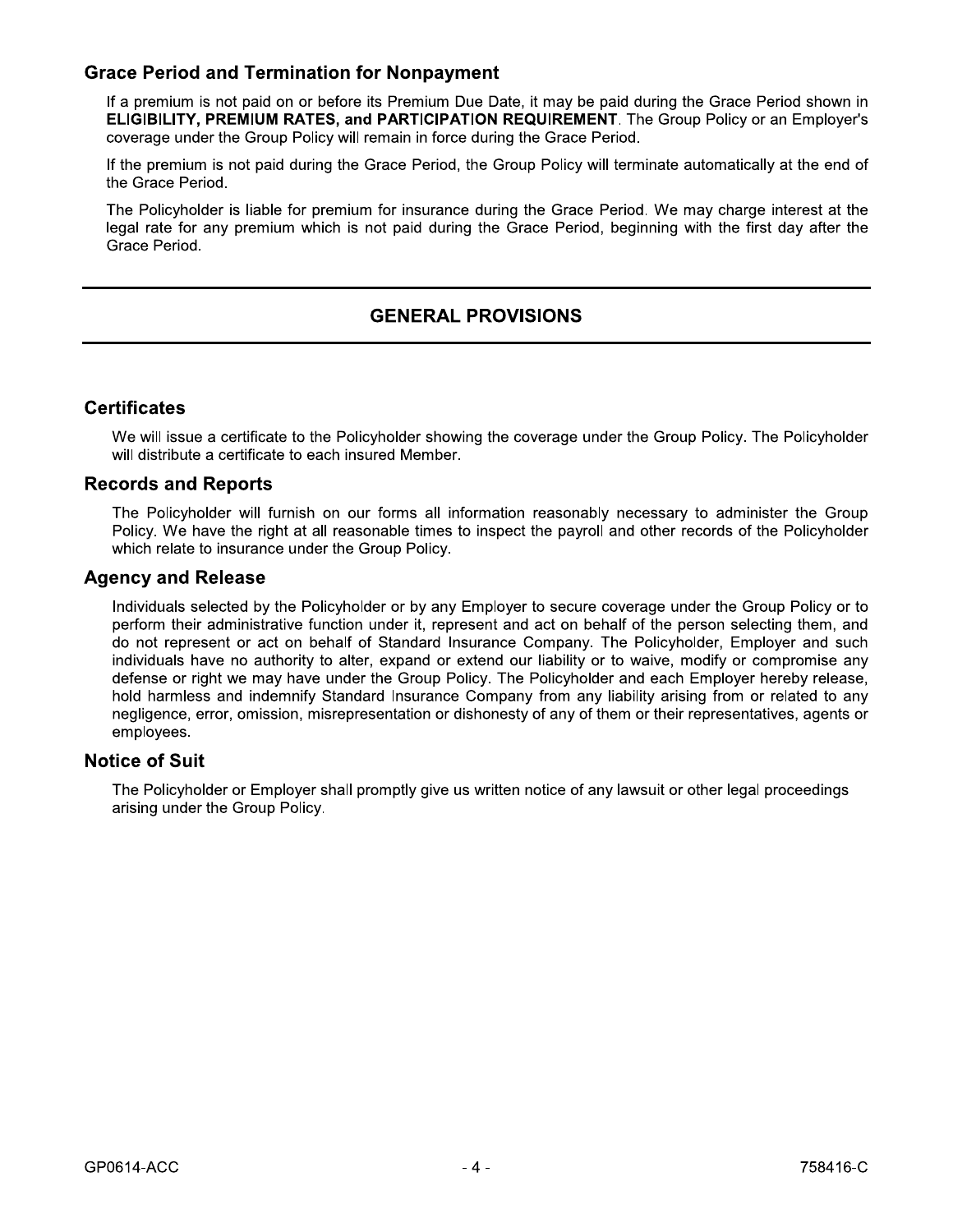## Grace Period and Termination for Nonpayment

If a premium is not paid on or before its Premium Due Date, it may be paid during the Grace Period shown in **ELIGIBILITY, PREMIUM RATES, and PARTICIPATION REQUIREMENT**. The Group Policy or an Employer's coverage under the Group Policy will remain in force during the Grace Period.

If the premium is not paid during the Grace Period, the Group Policy will terminate automatically at the end of the Grace Period.

The Policyholder is liable for premium for insurance during the Grace Period. We may charge interest at the legal rate for any premium which is not paid during the Grace Period, beginning with the first day after the Grace Period.

# GENERAL PROVISIONS

## Certificates

We will issue a certificate to the Policyholder showing the coverage under the Group Policy. The Policyholder will distribute a certificate to each insured Member.

## Records and Reports

The Policyholder will furnish on our forms all information reasonably necessary to administer the Group Policy. We have the right at all reasonable times to inspect the payroll and other records of the Policyholder which relate to insurance under the Group Policy.

## Agency and Release

Individuals selected by the Policyholder or by any Employer to secure coverage under the Group Policy or to perform their administrative function under it, represent and act on behalf of the person selecting them, and do not represent or act on behalf of Standard Insurance Company. The Policyholder, Employer and such individuals have no authority to alter, expand or extend our liability or to waive, modify or compromise any defense or right we may have under the Group Policy. The Policyholder and each Employer hereby release, hold harmless and indemnify Standard Insurance Company from any liability arising from or related to any negligence, error, omission, misrepresentation or dishonesty of any of them or their representatives, agents or employees.

## Notice of Suit

The Policyholder or Employer shall promptly give us written notice of any lawsuit or other legal proceedings arising under the Group Policy.